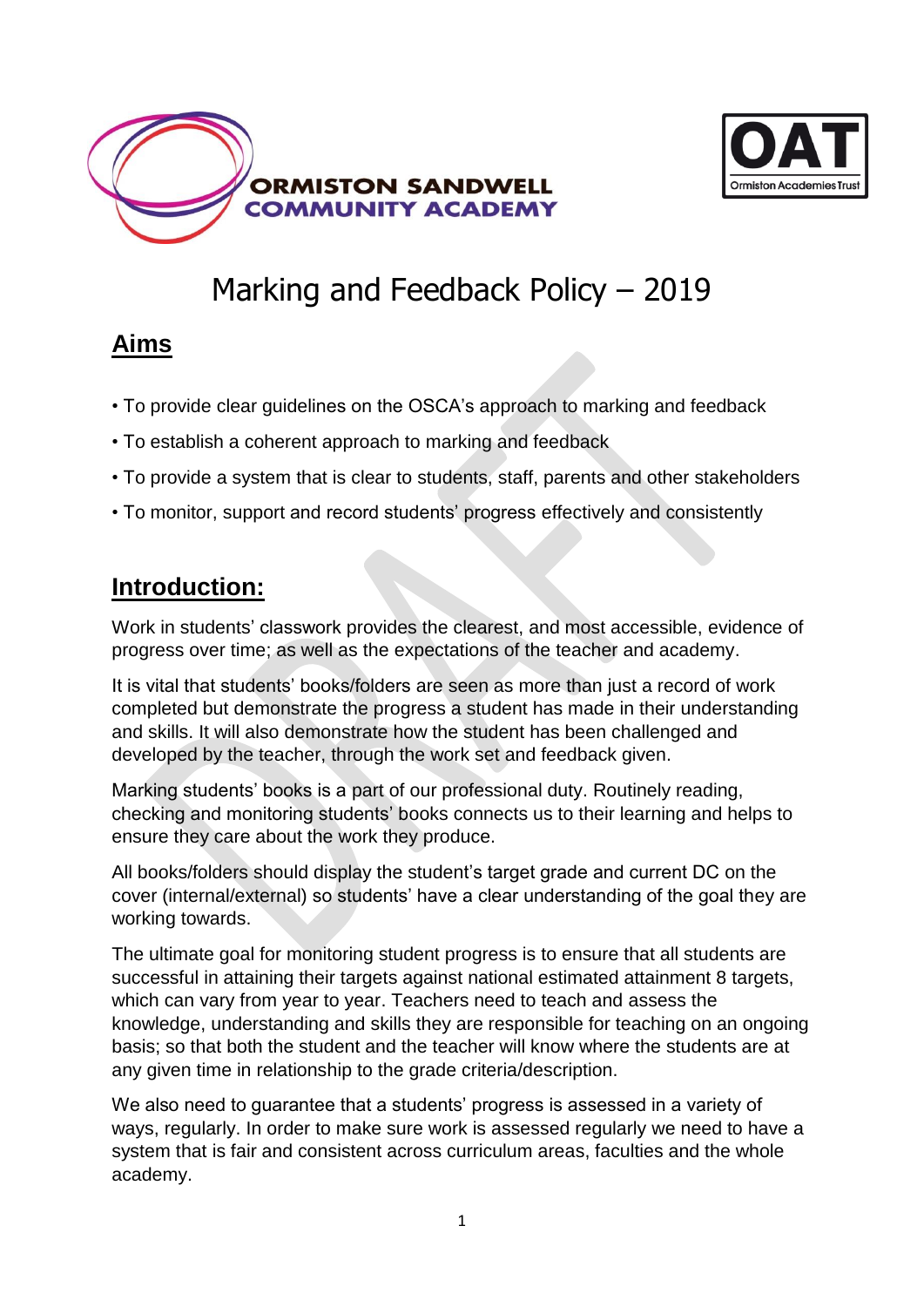ORMISTON SANDWELL COMMUNITY ACADEMY

OAT Ormiston Academies Trust

# Marking and Feedback Policy – 2019

## Aims

- To provide clear guidelines on the OSCA's approach to marking and feedback
- To establish a coherent approach to marking and feedback
- To provide a system that is clear to students, staff, parents and other stakeholders
- To monitor, support and record students' progress effectively and consistently

## Introduction:

Work in students' classwork provides the clearest, and most accessible, evidence of progress over time; as well as the expectations of the teacher and academy.

It is vital that students' books/folders are seen as more than just a record of work completed but demonstrate the progress a student has made in their understanding and skills. It will also demonstrate how the student has been challenged and developed by the teacher, through the work set and feedback given.

Marking students' books is a part of our professional duty. Routinely reading, checking and monitoring students' books connects us to their learning and helps to ensure they care about the work they produce.

All books/folders should display the student's target grade and current DC on the cover (internal/external) so students' have a clear understanding of the goal they are working towards.

The ultimate goal for monitoring student progress is to ensure that all students are successful in attaining their targets against national estimated attainment 8 targets, which can vary from year to year. Teachers need to teach and assess the knowledge, understanding and skills they are responsible for teaching on an ongoing basis; so that both the student and the teacher will know where the students are at any given time in relationship to the grade criteria/description.

We also need to guarantee that a students' progress is assessed in a variety of ways, regularly. In order to make sure work is assessed regularly we need to have a system that is fair and consistent across curriculum areas, faculties and the whole academy.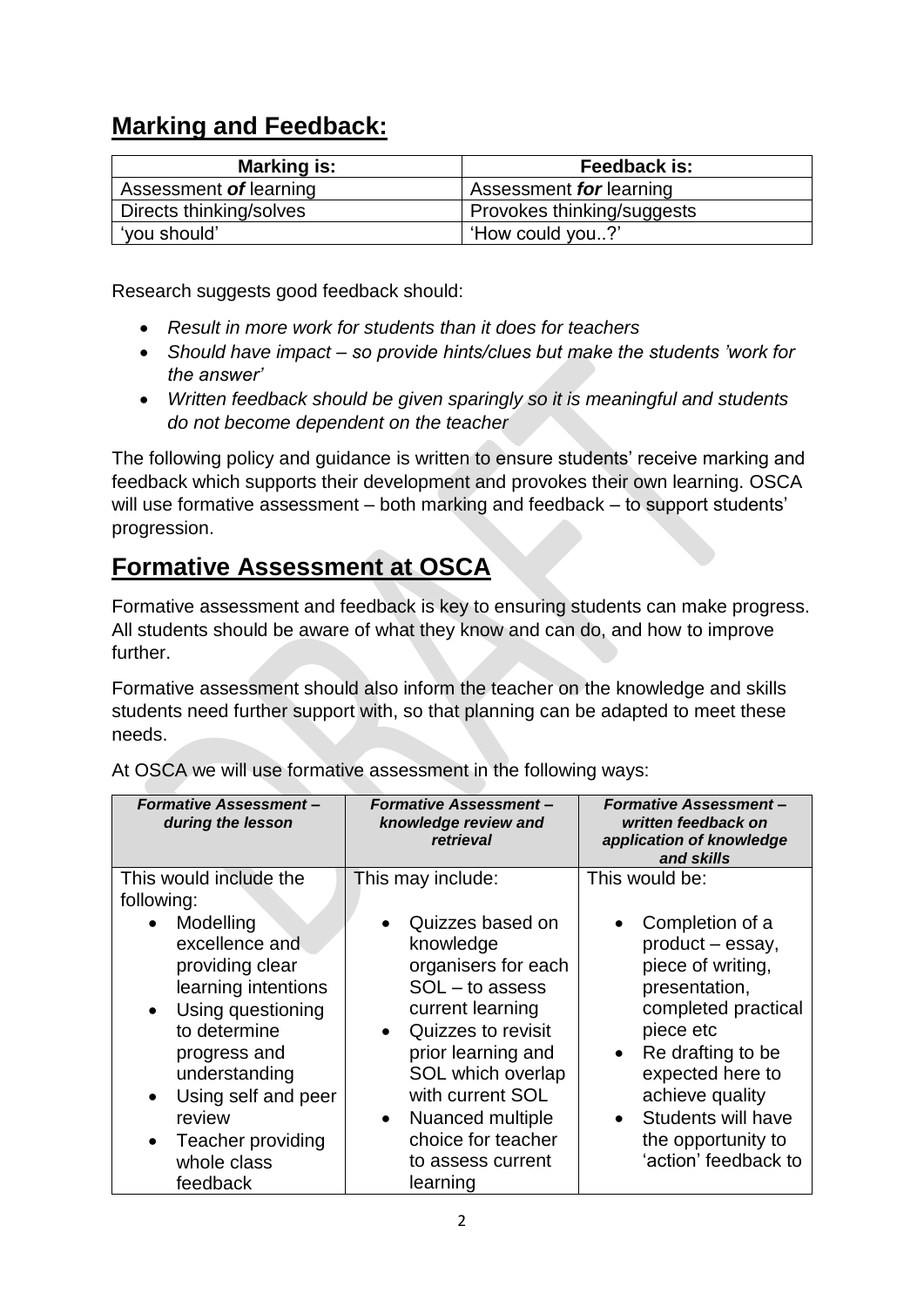## Marking and Feedback:

| Marking is: | Feedback is: |
|---|---|
| Assessment ***of*** learning | Assessment ***for*** learning |
| Directs thinking/solves | Provokes thinking/suggests |
| 'you should' | 'How could you..?' |

Research suggests good feedback should:

- *Result in more work for students than it does for teachers*
- *Should have impact – so provide hints/clues but make the students 'work for the answer'*
- *Written feedback should be given sparingly so it is meaningful and students do not become dependent on the teacher*

The following policy and guidance is written to ensure students' receive marking and feedback which supports their development and provokes their own learning. OSCA will use formative assessment – both marking and feedback – to support students' progression.

## Formative Assessment at OSCA

Formative assessment and feedback is key to ensuring students can make progress. All students should be aware of what they know and can do, and how to improve further.

Formative assessment should also inform the teacher on the knowledge and skills students need further support with, so that planning can be adapted to meet these needs.

At OSCA we will use formative assessment in the following ways:

| ***Formative Assessment – during the lesson*** | ***Formative Assessment – knowledge review and retrieval*** | ***Formative Assessment – written feedback on application of knowledge and skills*** |
|---|---|---|
| This would include the following:<br>• Modelling excellence and providing clear learning intentions<br>• Using questioning to determine progress and understanding<br>• Using self and peer review<br>• Teacher providing whole class feedback | This may include:<br>• Quizzes based on knowledge organisers for each SOL – to assess current learning<br>• Quizzes to revisit prior learning and SOL which overlap with current SOL<br>• Nuanced multiple choice for teacher to assess current learning | This would be:<br>• Completion of a product – essay, piece of writing, presentation, completed practical piece etc<br>• Re drafting to be expected here to achieve quality<br>• Students will have the opportunity to 'action' feedback to |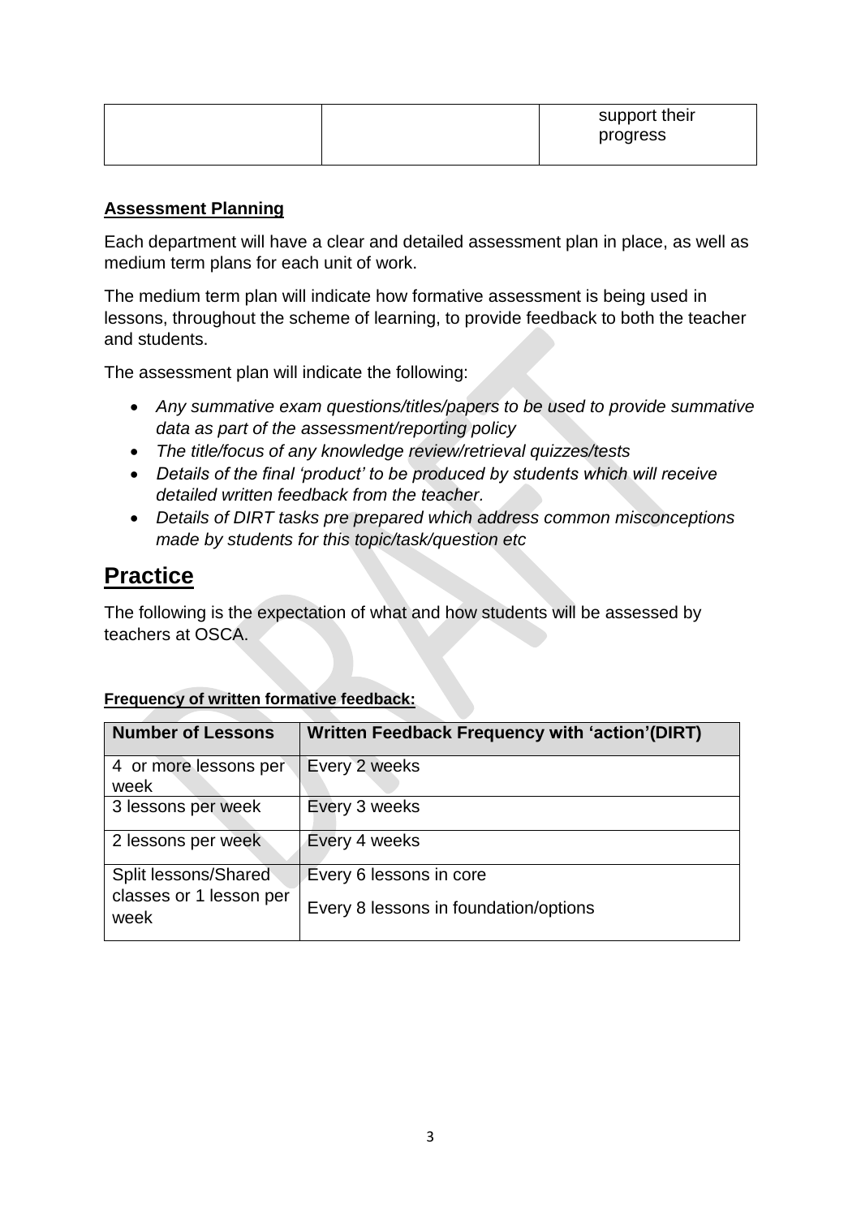| | | support their progress |
|---|---|---|

**Assessment Planning**

Each department will have a clear and detailed assessment plan in place, as well as medium term plans for each unit of work.

The medium term plan will indicate how formative assessment is being used in lessons, throughout the scheme of learning, to provide feedback to both the teacher and students.

The assessment plan will indicate the following:

- *Any summative exam questions/titles/papers to be used to provide summative data as part of the assessment/reporting policy*
- *The title/focus of any knowledge review/retrieval quizzes/tests*
- *Details of the final 'product' to be produced by students which will receive detailed written feedback from the teacher.*
- *Details of DIRT tasks pre prepared which address common misconceptions made by students for this topic/task/question etc*

# Practice

The following is the expectation of what and how students will be assessed by teachers at OSCA.

**Frequency of written formative feedback:**

| Number of Lessons | Written Feedback Frequency with 'action'(DIRT) |
|---|---|
| 4 or more lessons per week | Every 2 weeks |
| 3 lessons per week | Every 3 weeks |
| 2 lessons per week | Every 4 weeks |
| Split lessons/Shared classes or 1 lesson per week | Every 6 lessons in core<br>Every 8 lessons in foundation/options |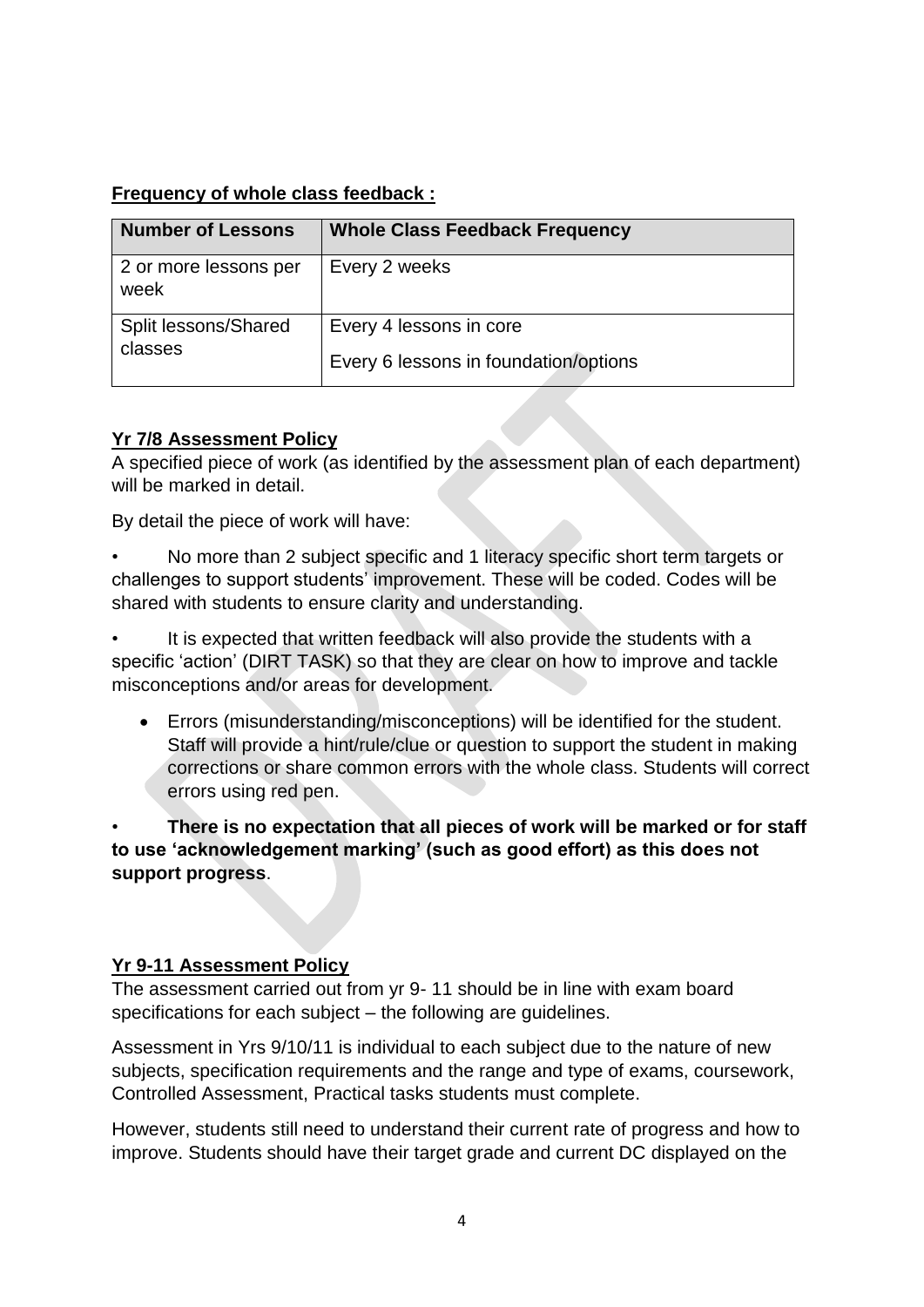**Frequency of whole class feedback :**

| Number of Lessons | Whole Class Feedback Frequency |
| --- | --- |
| 2 or more lessons per week | Every 2 weeks |
| Split lessons/Shared classes | Every 4 lessons in core<br>Every 6 lessons in foundation/options |

**Yr 7/8 Assessment Policy**

A specified piece of work (as identified by the assessment plan of each department) will be marked in detail.

By detail the piece of work will have:

- No more than 2 subject specific and 1 literacy specific short term targets or challenges to support students' improvement. These will be coded. Codes will be shared with students to ensure clarity and understanding.
- It is expected that written feedback will also provide the students with a specific 'action' (DIRT TASK) so that they are clear on how to improve and tackle misconceptions and/or areas for development.
  - Errors (misunderstanding/misconceptions) will be identified for the student. Staff will provide a hint/rule/clue or question to support the student in making corrections or share common errors with the whole class. Students will correct errors using red pen.
- **There is no expectation that all pieces of work will be marked or for staff to use 'acknowledgement marking' (such as good effort) as this does not support progress**.

**Yr 9-11 Assessment Policy**

The assessment carried out from yr 9- 11 should be in line with exam board specifications for each subject – the following are guidelines.

Assessment in Yrs 9/10/11 is individual to each subject due to the nature of new subjects, specification requirements and the range and type of exams, coursework, Controlled Assessment, Practical tasks students must complete.

However, students still need to understand their current rate of progress and how to improve. Students should have their target grade and current DC displayed on the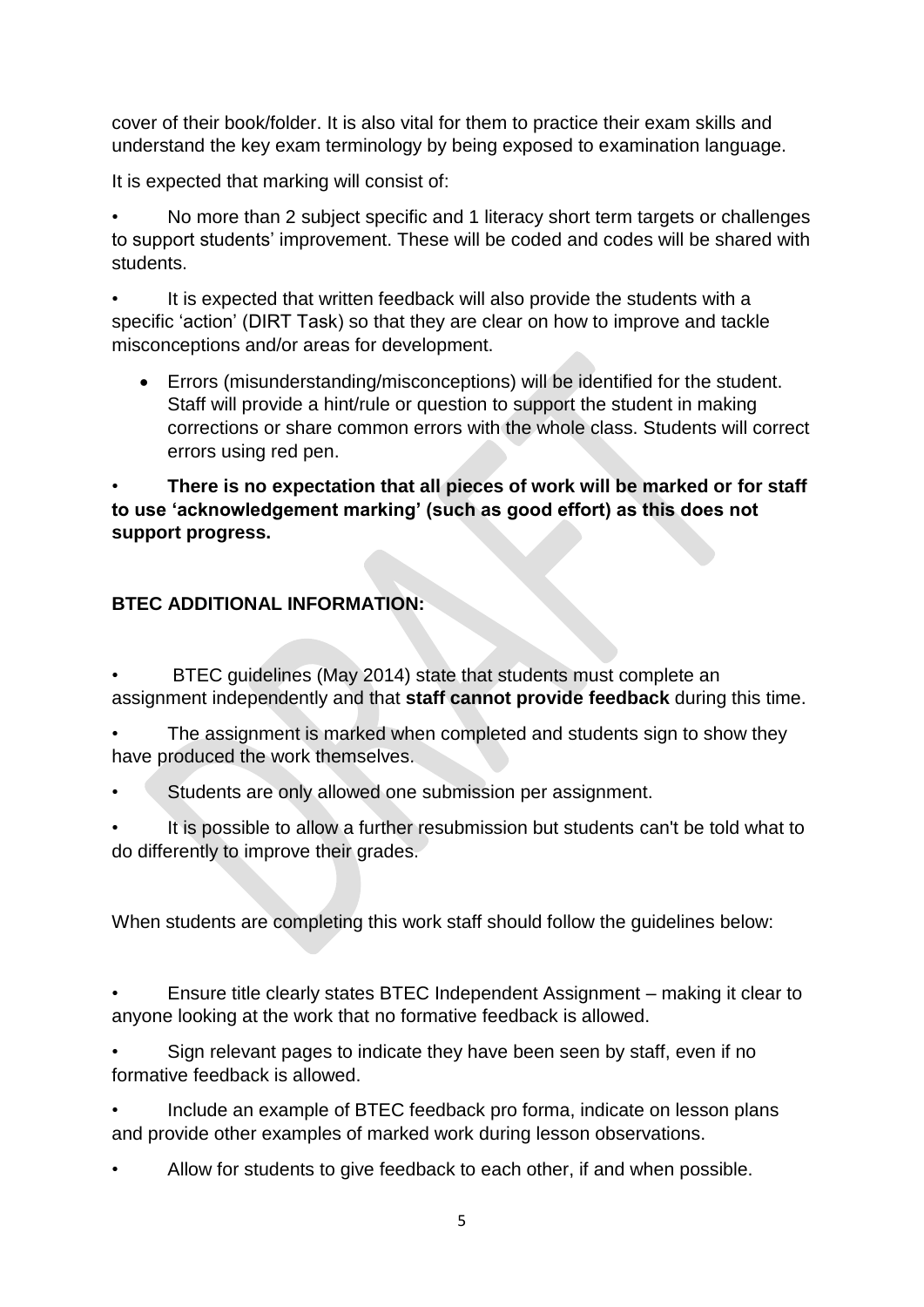cover of their book/folder. It is also vital for them to practice their exam skills and understand the key exam terminology by being exposed to examination language.

It is expected that marking will consist of:

- No more than 2 subject specific and 1 literacy short term targets or challenges to support students' improvement. These will be coded and codes will be shared with students.
- It is expected that written feedback will also provide the students with a specific 'action' (DIRT Task) so that they are clear on how to improve and tackle misconceptions and/or areas for development.
    - Errors (misunderstanding/misconceptions) will be identified for the student. Staff will provide a hint/rule or question to support the student in making corrections or share common errors with the whole class. Students will correct errors using red pen.
- **There is no expectation that all pieces of work will be marked or for staff to use 'acknowledgement marking' (such as good effort) as this does not support progress.**

**BTEC ADDITIONAL INFORMATION:**

- BTEC guidelines (May 2014) state that students must complete an assignment independently and that **staff cannot provide feedback** during this time.
- The assignment is marked when completed and students sign to show they have produced the work themselves.
- Students are only allowed one submission per assignment.
- It is possible to allow a further resubmission but students can't be told what to do differently to improve their grades.

When students are completing this work staff should follow the guidelines below:

- Ensure title clearly states BTEC Independent Assignment – making it clear to anyone looking at the work that no formative feedback is allowed.
- Sign relevant pages to indicate they have been seen by staff, even if no formative feedback is allowed.
- Include an example of BTEC feedback pro forma, indicate on lesson plans and provide other examples of marked work during lesson observations.
- Allow for students to give feedback to each other, if and when possible.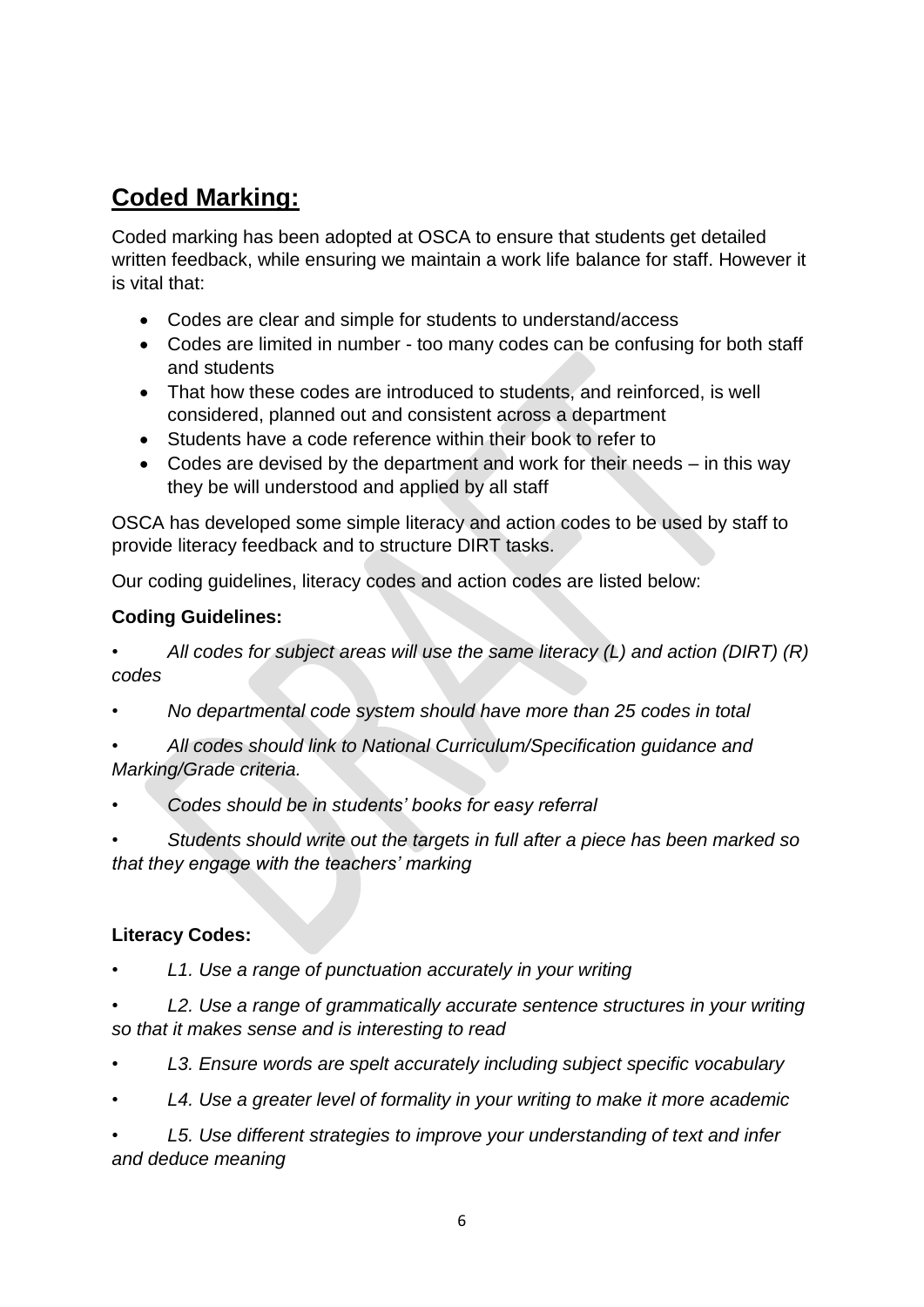## Coded Marking:

Coded marking has been adopted at OSCA to ensure that students get detailed written feedback, while ensuring we maintain a work life balance for staff. However it is vital that:

- Codes are clear and simple for students to understand/access
- Codes are limited in number - too many codes can be confusing for both staff and students
- That how these codes are introduced to students, and reinforced, is well considered, planned out and consistent across a department
- Students have a code reference within their book to refer to
- Codes are devised by the department and work for their needs – in this way they be will understood and applied by all staff

OSCA has developed some simple literacy and action codes to be used by staff to provide literacy feedback and to structure DIRT tasks.

Our coding guidelines, literacy codes and action codes are listed below:

**Coding Guidelines:**

- *All codes for subject areas will use the same literacy (L) and action (DIRT) (R) codes*
- *No departmental code system should have more than 25 codes in total*
- *All codes should link to National Curriculum/Specification guidance and Marking/Grade criteria.*
- *Codes should be in students' books for easy referral*
- *Students should write out the targets in full after a piece has been marked so that they engage with the teachers' marking*

**Literacy Codes:**

- *L1. Use a range of punctuation accurately in your writing*
- *L2. Use a range of grammatically accurate sentence structures in your writing so that it makes sense and is interesting to read*
- *L3. Ensure words are spelt accurately including subject specific vocabulary*
- *L4. Use a greater level of formality in your writing to make it more academic*
- *L5. Use different strategies to improve your understanding of text and infer and deduce meaning*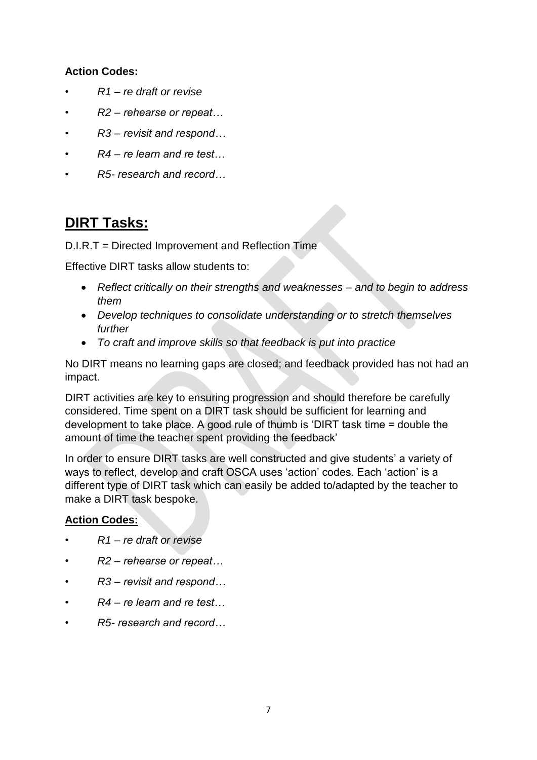**Action Codes:**

- *R1 – re draft or revise*
- *R2 – rehearse or repeat…*
- *R3 – revisit and respond…*
- *R4 – re learn and re test…*
- *R5- research and record…*

## DIRT Tasks:

D.I.R.T = Directed Improvement and Reflection Time

Effective DIRT tasks allow students to:

- *Reflect critically on their strengths and weaknesses – and to begin to address them*
- *Develop techniques to consolidate understanding or to stretch themselves further*
- *To craft and improve skills so that feedback is put into practice*

No DIRT means no learning gaps are closed; and feedback provided has not had an impact.

DIRT activities are key to ensuring progression and should therefore be carefully considered. Time spent on a DIRT task should be sufficient for learning and development to take place. A good rule of thumb is 'DIRT task time = double the amount of time the teacher spent providing the feedback'

In order to ensure DIRT tasks are well constructed and give students' a variety of ways to reflect, develop and craft OSCA uses 'action' codes. Each 'action' is a different type of DIRT task which can easily be added to/adapted by the teacher to make a DIRT task bespoke.

**Action Codes:**

- *R1 – re draft or revise*
- *R2 – rehearse or repeat…*
- *R3 – revisit and respond…*
- *R4 – re learn and re test…*
- *R5- research and record…*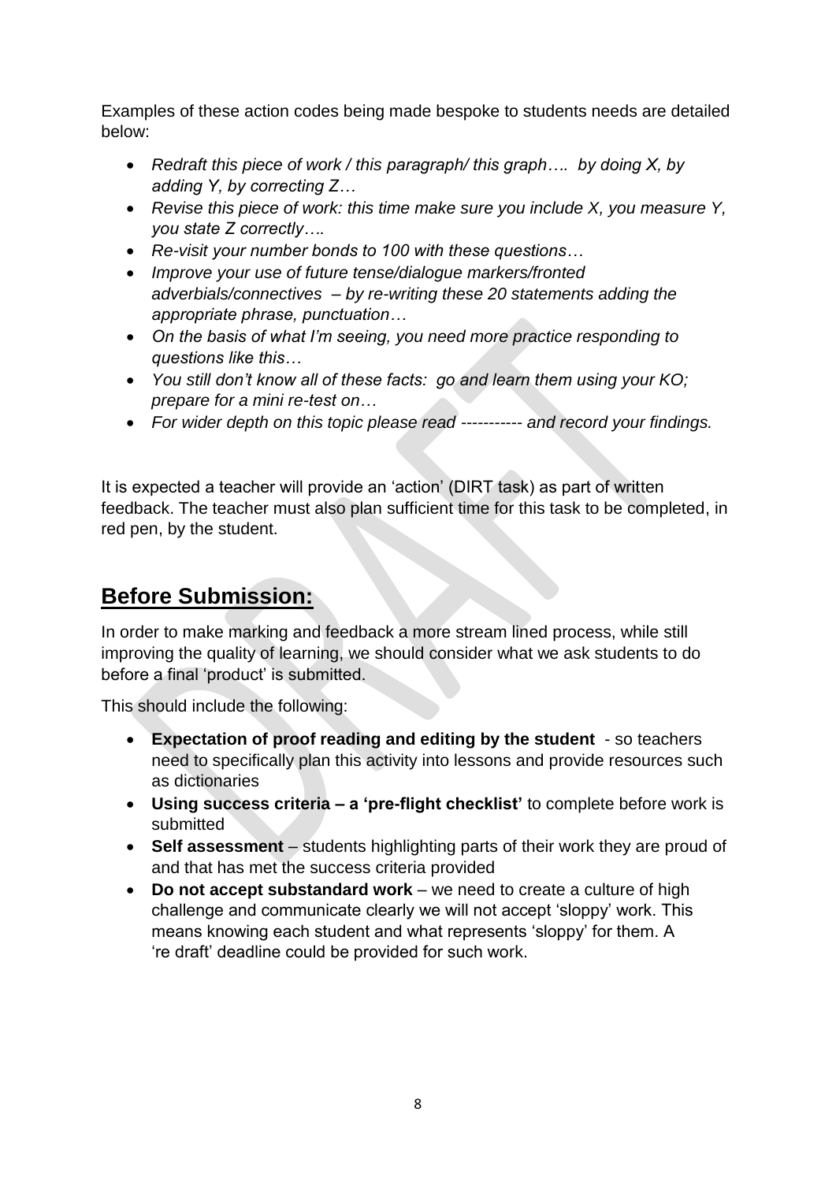Examples of these action codes being made bespoke to students needs are detailed below:

- *Redraft this piece of work / this paragraph/ this graph…. by doing X, by adding Y, by correcting Z…*
- *Revise this piece of work: this time make sure you include X, you measure Y, you state Z correctly….*
- *Re-visit your number bonds to 100 with these questions…*
- *Improve your use of future tense/dialogue markers/fronted adverbials/connectives – by re-writing these 20 statements adding the appropriate phrase, punctuation…*
- *On the basis of what I'm seeing, you need more practice responding to questions like this…*
- *You still don't know all of these facts: go and learn them using your KO; prepare for a mini re-test on…*
- *For wider depth on this topic please read ----------- and record your findings.*

It is expected a teacher will provide an 'action' (DIRT task) as part of written feedback. The teacher must also plan sufficient time for this task to be completed, in red pen, by the student.

## Before Submission:

In order to make marking and feedback a more stream lined process, while still improving the quality of learning, we should consider what we ask students to do before a final 'product' is submitted.

This should include the following:

- **Expectation of proof reading and editing by the student** - so teachers need to specifically plan this activity into lessons and provide resources such as dictionaries
- **Using success criteria – a 'pre-flight checklist'** to complete before work is submitted
- **Self assessment** – students highlighting parts of their work they are proud of and that has met the success criteria provided
- **Do not accept substandard work** – we need to create a culture of high challenge and communicate clearly we will not accept 'sloppy' work. This means knowing each student and what represents 'sloppy' for them. A 're draft' deadline could be provided for such work.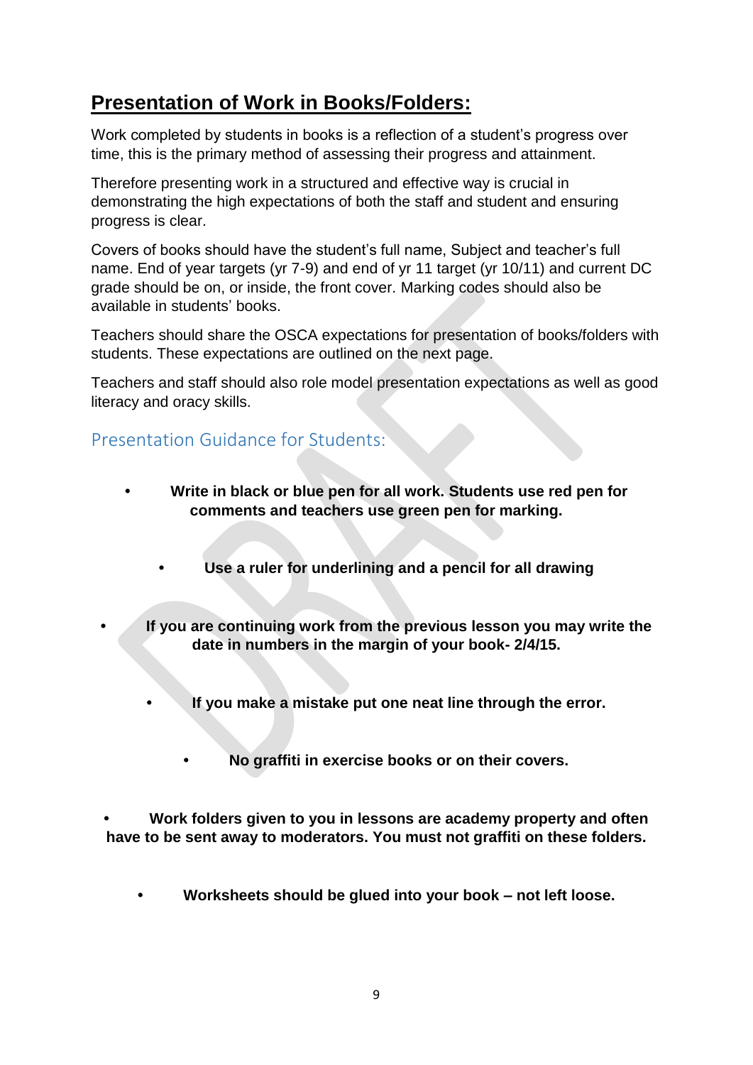# Presentation of Work in Books/Folders:

Work completed by students in books is a reflection of a student's progress over time, this is the primary method of assessing their progress and attainment.

Therefore presenting work in a structured and effective way is crucial in demonstrating the high expectations of both the staff and student and ensuring progress is clear.

Covers of books should have the student's full name, Subject and teacher's full name. End of year targets (yr 7-9) and end of yr 11 target (yr 10/11) and current DC grade should be on, or inside, the front cover. Marking codes should also be available in students' books.

Teachers should share the OSCA expectations for presentation of books/folders with students. These expectations are outlined on the next page.

Teachers and staff should also role model presentation expectations as well as good literacy and oracy skills.

## Presentation Guidance for Students:

- **Write in black or blue pen for all work. Students use red pen for comments and teachers use green pen for marking.**
- **Use a ruler for underlining and a pencil for all drawing**
- **If you are continuing work from the previous lesson you may write the date in numbers in the margin of your book- 2/4/15.**
- **If you make a mistake put one neat line through the error.**
- **No graffiti in exercise books or on their covers.**
- **Work folders given to you in lessons are academy property and often have to be sent away to moderators. You must not graffiti on these folders.**
- **Worksheets should be glued into your book – not left loose.**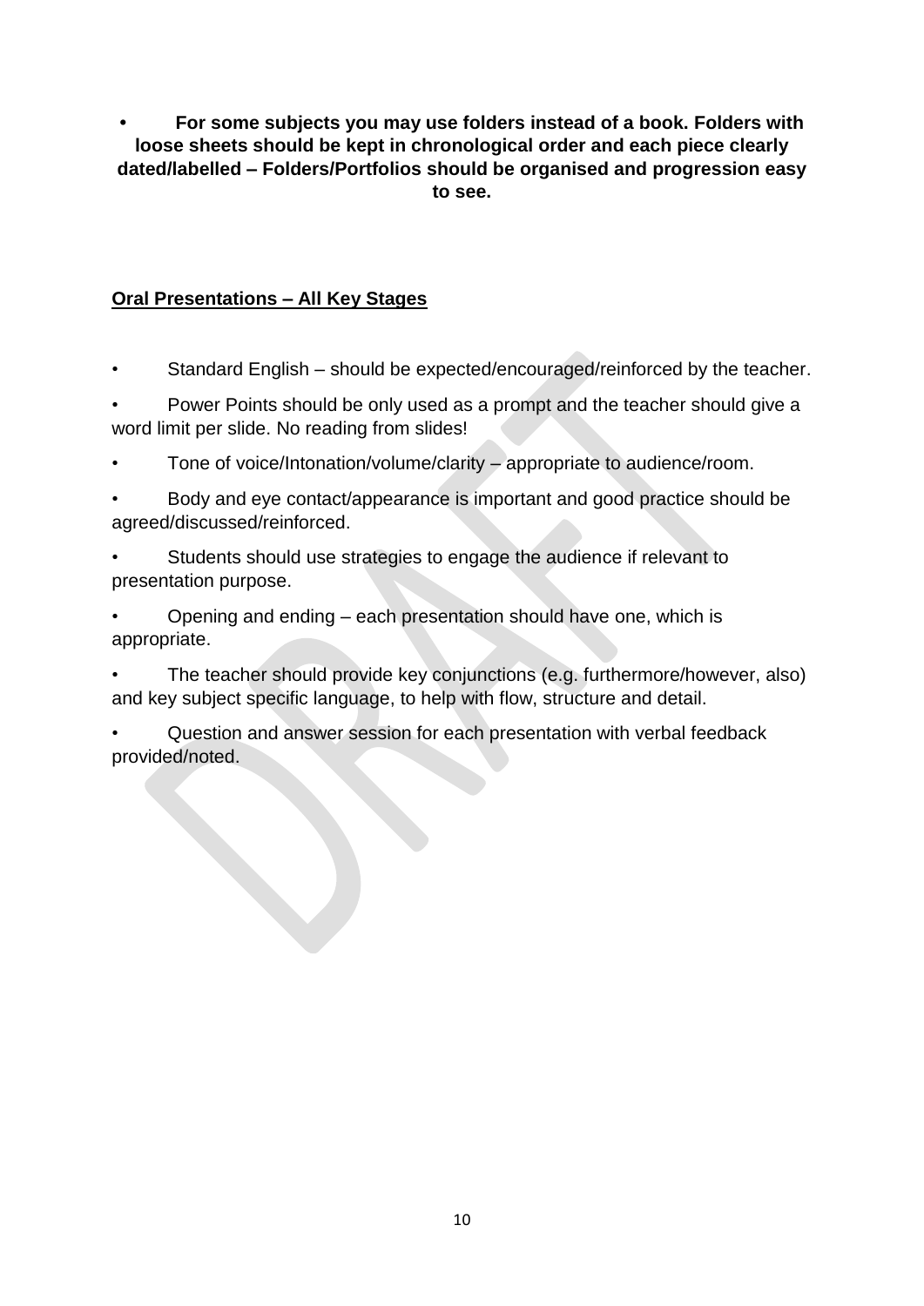- **For some subjects you may use folders instead of a book. Folders with loose sheets should be kept in chronological order and each piece clearly dated/labelled – Folders/Portfolios should be organised and progression easy to see.**

## Oral Presentations – All Key Stages

- Standard English – should be expected/encouraged/reinforced by the teacher.
- Power Points should be only used as a prompt and the teacher should give a word limit per slide. No reading from slides!
- Tone of voice/Intonation/volume/clarity – appropriate to audience/room.
- Body and eye contact/appearance is important and good practice should be agreed/discussed/reinforced.
- Students should use strategies to engage the audience if relevant to presentation purpose.
- Opening and ending – each presentation should have one, which is appropriate.
- The teacher should provide key conjunctions (e.g. furthermore/however, also) and key subject specific language, to help with flow, structure and detail.
- Question and answer session for each presentation with verbal feedback provided/noted.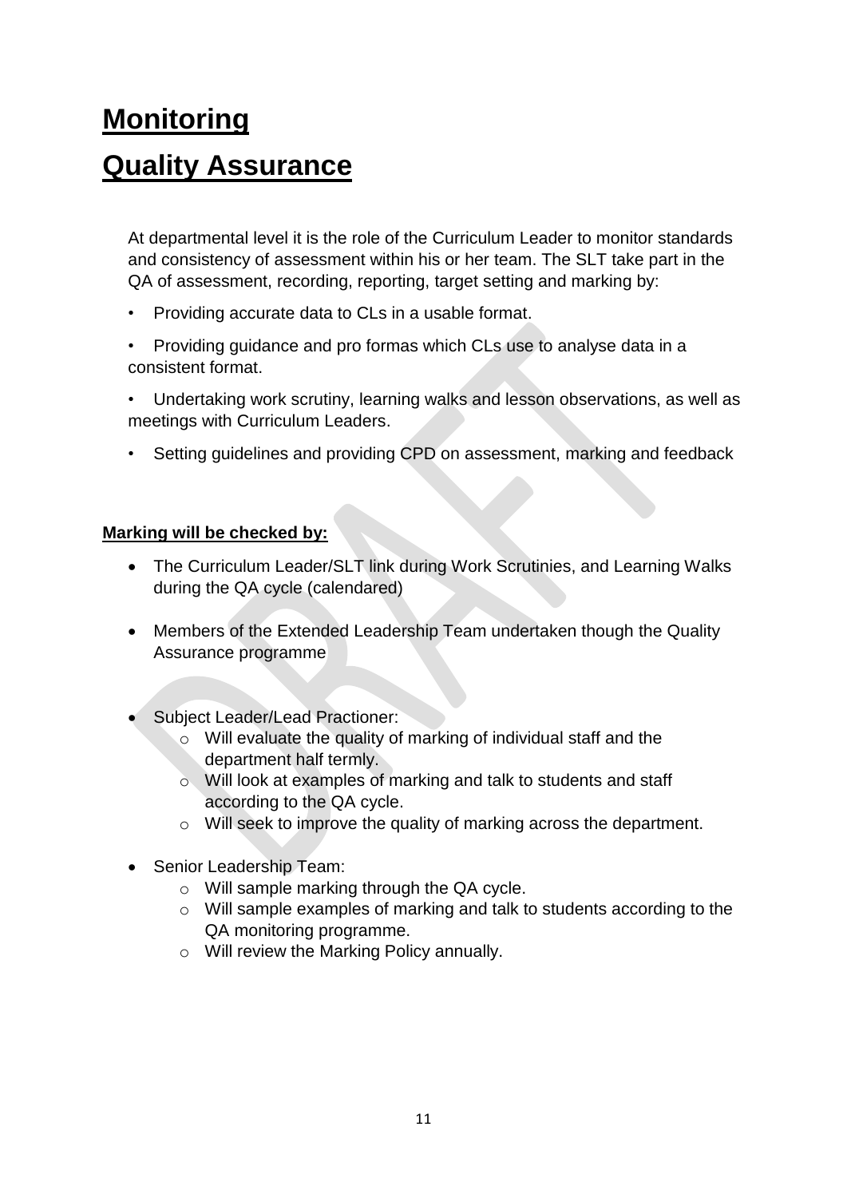# Monitoring

# Quality Assurance

At departmental level it is the role of the Curriculum Leader to monitor standards and consistency of assessment within his or her team. The SLT take part in the QA of assessment, recording, reporting, target setting and marking by:

- Providing accurate data to CLs in a usable format.
- Providing guidance and pro formas which CLs use to analyse data in a consistent format.
- Undertaking work scrutiny, learning walks and lesson observations, as well as meetings with Curriculum Leaders.
- Setting guidelines and providing CPD on assessment, marking and feedback

**Marking will be checked by:**

- The Curriculum Leader/SLT link during Work Scrutinies, and Learning Walks during the QA cycle (calendared)
- Members of the Extended Leadership Team undertaken though the Quality Assurance programme
- Subject Leader/Lead Practioner:
  - Will evaluate the quality of marking of individual staff and the department half termly.
  - Will look at examples of marking and talk to students and staff according to the QA cycle.
  - Will seek to improve the quality of marking across the department.
- Senior Leadership Team:
  - Will sample marking through the QA cycle.
  - Will sample examples of marking and talk to students according to the QA monitoring programme.
  - Will review the Marking Policy annually.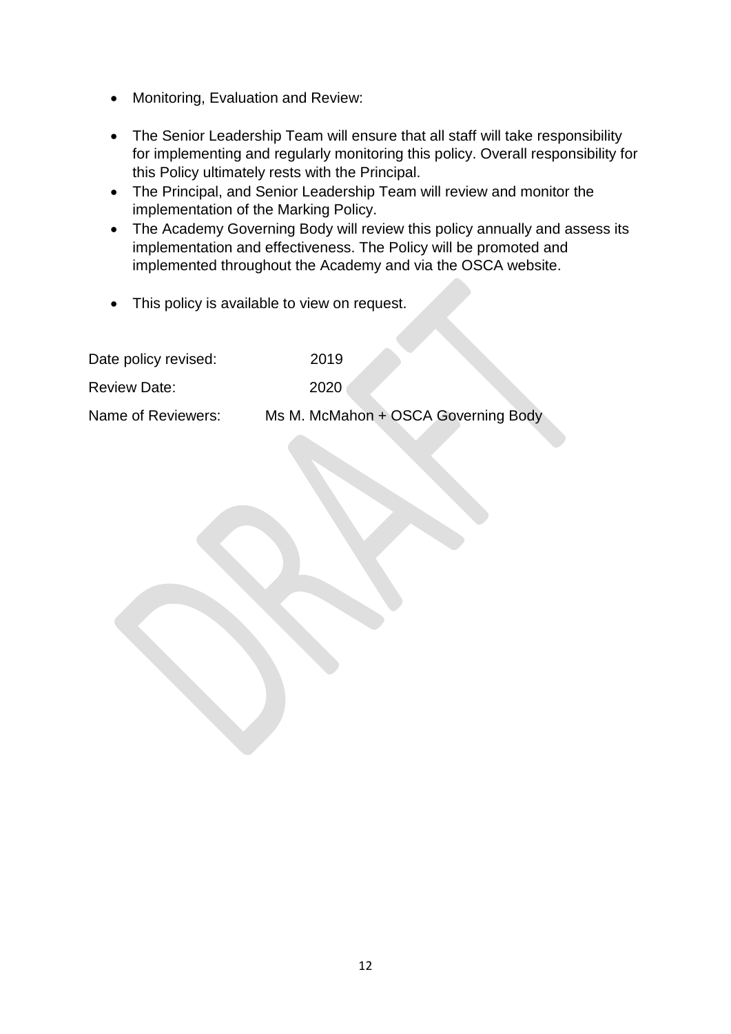- Monitoring, Evaluation and Review:

- The Senior Leadership Team will ensure that all staff will take responsibility for implementing and regularly monitoring this policy. Overall responsibility for this Policy ultimately rests with the Principal.
- The Principal, and Senior Leadership Team will review and monitor the implementation of the Marking Policy.
- The Academy Governing Body will review this policy annually and assess its implementation and effectiveness. The Policy will be promoted and implemented throughout the Academy and via the OSCA website.

- This policy is available to view on request.

| | |
|---|---|
| Date policy revised: | 2019 |
| Review Date: | 2020 |
| Name of Reviewers: | Ms M. McMahon + OSCA Governing Body |

DRAFT